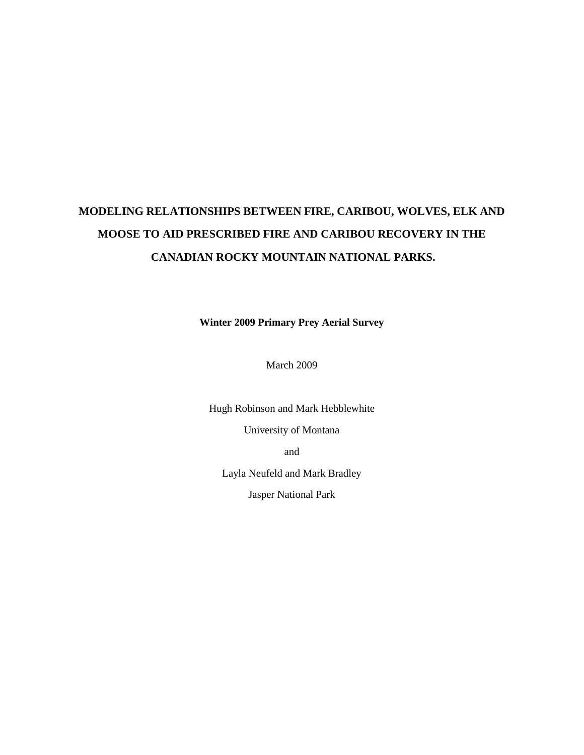# MODELING RELATIONSHIPS BETWEEN FIRE, CARIBOU, WOLVES, ELK AND MOOSE TO AID PRESCRIBED FIRE AND CARIBOU RECOVERY IN THE CANADIAN ROCKY MOUNTAIN NATIONAL PARKS.

**Winter 2009 Primary Prey Aerial Survey**

March 2009

Hugh Robinson and Mark Hebblewhite

University of Montana

and

Layla Neufeld and Mark Bradley

Jasper National Park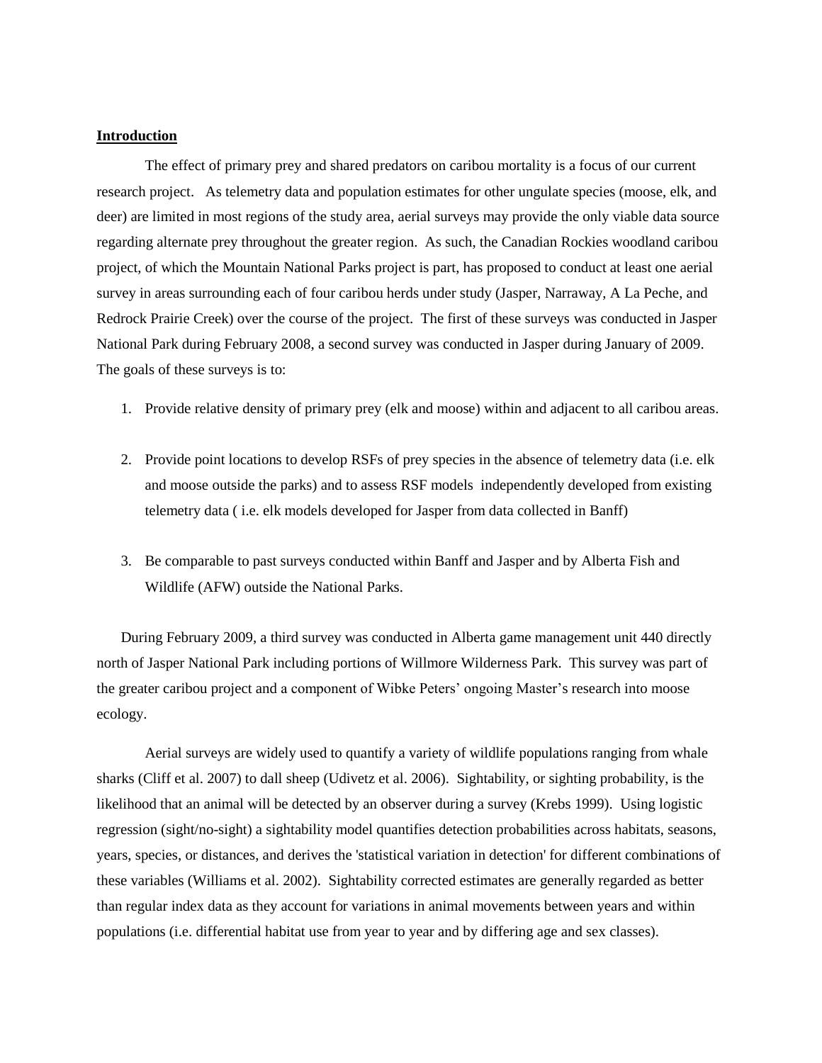## Introduction

The effect of primary prey and shared predators on caribou mortality is a focus of our current research project. As telemetry data and population estimates for other ungulate species (moose, elk, and deer) are limited in most regions of the study area, aerial surveys may provide the only viable data source regarding alternate prey throughout the greater region. As such, the Canadian Rockies woodland caribou project, of which the Mountain National Parks project is part, has proposed to conduct at least one aerial survey in areas surrounding each of four caribou herds under study (Jasper, Narraway, A La Peche, and Redrock Prairie Creek) over the course of the project. The first of these surveys was conducted in Jasper National Park during February 2008, a second survey was conducted in Jasper during January of 2009. The goals of these surveys is to:

1. Provide relative density of primary prey (elk and moose) within and adjacent to all caribou areas.

2. Provide point locations to develop RSFs of prey species in the absence of telemetry data (i.e. elk and moose outside the parks) and to assess RSF models independently developed from existing telemetry data ( i.e. elk models developed for Jasper from data collected in Banff)

3. Be comparable to past surveys conducted within Banff and Jasper and by Alberta Fish and Wildlife (AFW) outside the National Parks.

During February 2009, a third survey was conducted in Alberta game management unit 440 directly north of Jasper National Park including portions of Willmore Wilderness Park. This survey was part of the greater caribou project and a component of Wibke Peters' ongoing Master's research into moose ecology.

Aerial surveys are widely used to quantify a variety of wildlife populations ranging from whale sharks (Cliff et al. 2007) to dall sheep (Udivetz et al. 2006). Sightability, or sighting probability, is the likelihood that an animal will be detected by an observer during a survey (Krebs 1999). Using logistic regression (sight/no-sight) a sightability model quantifies detection probabilities across habitats, seasons, years, species, or distances, and derives the 'statistical variation in detection' for different combinations of these variables (Williams et al. 2002). Sightability corrected estimates are generally regarded as better than regular index data as they account for variations in animal movements between years and within populations (i.e. differential habitat use from year to year and by differing age and sex classes).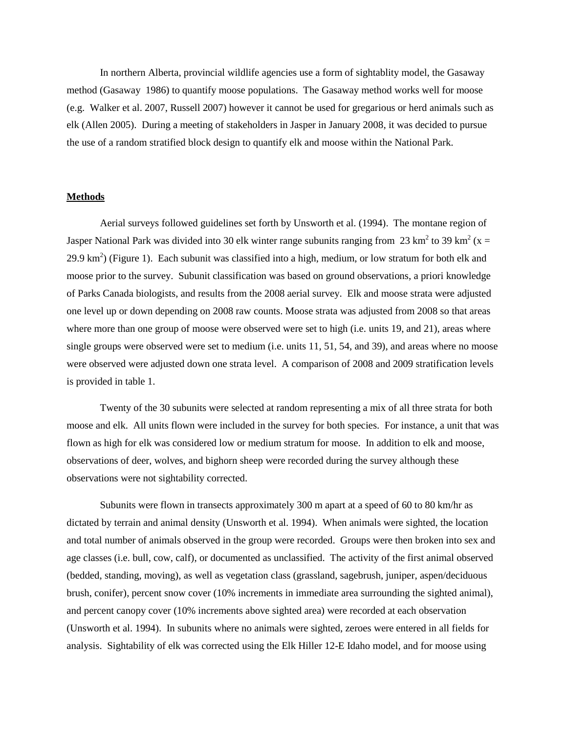In northern Alberta, provincial wildlife agencies use a form of sightablity model, the Gasaway method (Gasaway 1986) to quantify moose populations. The Gasaway method works well for moose (e.g. Walker et al. 2007, Russell 2007) however it cannot be used for gregarious or herd animals such as elk (Allen 2005). During a meeting of stakeholders in Jasper in January 2008, it was decided to pursue the use of a random stratified block design to quantify elk and moose within the National Park.

## Methods

Aerial surveys followed guidelines set forth by Unsworth et al. (1994). The montane region of Jasper National Park was divided into 30 elk winter range subunits ranging from 23 km$^2$ to 39 km$^2$ (x = 29.9 km$^2$) (Figure 1). Each subunit was classified into a high, medium, or low stratum for both elk and moose prior to the survey. Subunit classification was based on ground observations, a priori knowledge of Parks Canada biologists, and results from the 2008 aerial survey. Elk and moose strata were adjusted one level up or down depending on 2008 raw counts. Moose strata was adjusted from 2008 so that areas where more than one group of moose were observed were set to high (i.e. units 19, and 21), areas where single groups were observed were set to medium (i.e. units 11, 51, 54, and 39), and areas where no moose were observed were adjusted down one strata level. A comparison of 2008 and 2009 stratification levels is provided in table 1.

Twenty of the 30 subunits were selected at random representing a mix of all three strata for both moose and elk. All units flown were included in the survey for both species. For instance, a unit that was flown as high for elk was considered low or medium stratum for moose. In addition to elk and moose, observations of deer, wolves, and bighorn sheep were recorded during the survey although these observations were not sightability corrected.

Subunits were flown in transects approximately 300 m apart at a speed of 60 to 80 km/hr as dictated by terrain and animal density (Unsworth et al. 1994). When animals were sighted, the location and total number of animals observed in the group were recorded. Groups were then broken into sex and age classes (i.e. bull, cow, calf), or documented as unclassified. The activity of the first animal observed (bedded, standing, moving), as well as vegetation class (grassland, sagebrush, juniper, aspen/deciduous brush, conifer), percent snow cover (10% increments in immediate area surrounding the sighted animal), and percent canopy cover (10% increments above sighted area) were recorded at each observation (Unsworth et al. 1994). In subunits where no animals were sighted, zeroes were entered in all fields for analysis. Sightability of elk was corrected using the Elk Hiller 12-E Idaho model, and for moose using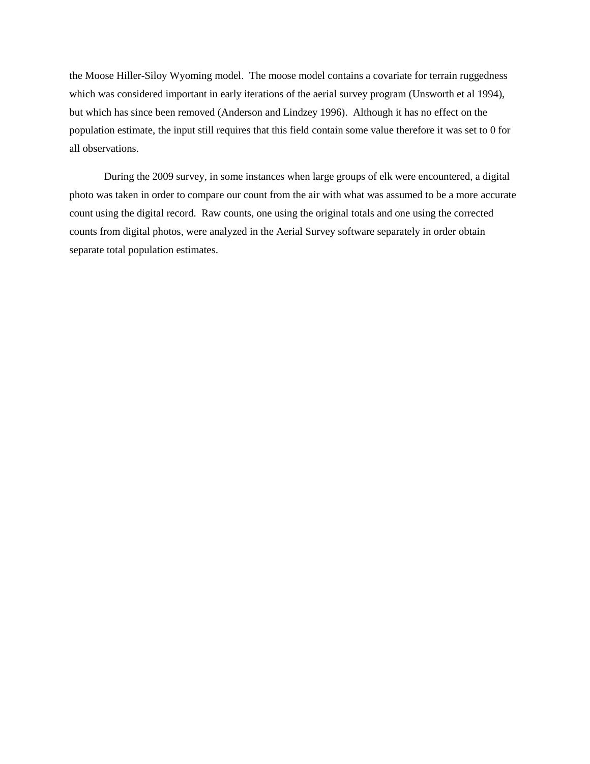the Moose Hiller-Siloy Wyoming model. The moose model contains a covariate for terrain ruggedness which was considered important in early iterations of the aerial survey program (Unsworth et al 1994), but which has since been removed (Anderson and Lindzey 1996). Although it has no effect on the population estimate, the input still requires that this field contain some value therefore it was set to 0 for all observations.

During the 2009 survey, in some instances when large groups of elk were encountered, a digital photo was taken in order to compare our count from the air with what was assumed to be a more accurate count using the digital record. Raw counts, one using the original totals and one using the corrected counts from digital photos, were analyzed in the Aerial Survey software separately in order obtain separate total population estimates.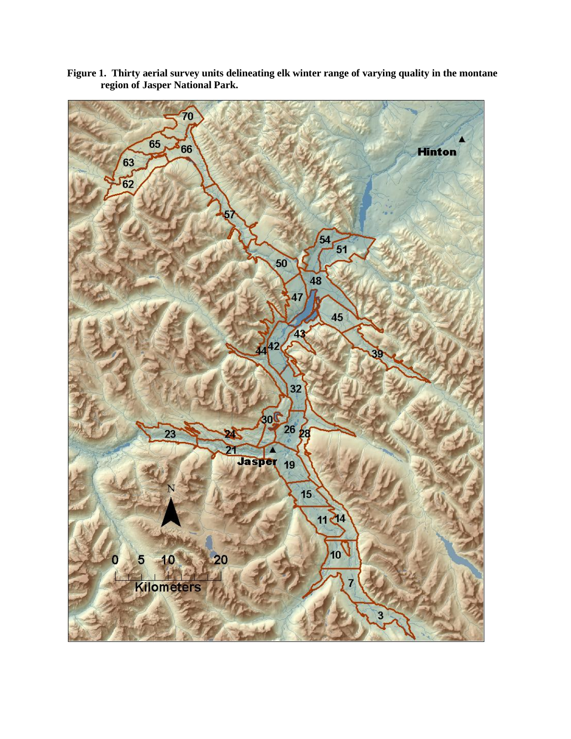**Figure 1. Thirty aerial survey units delineating elk winter range of varying quality in the montane region of Jasper National Park.**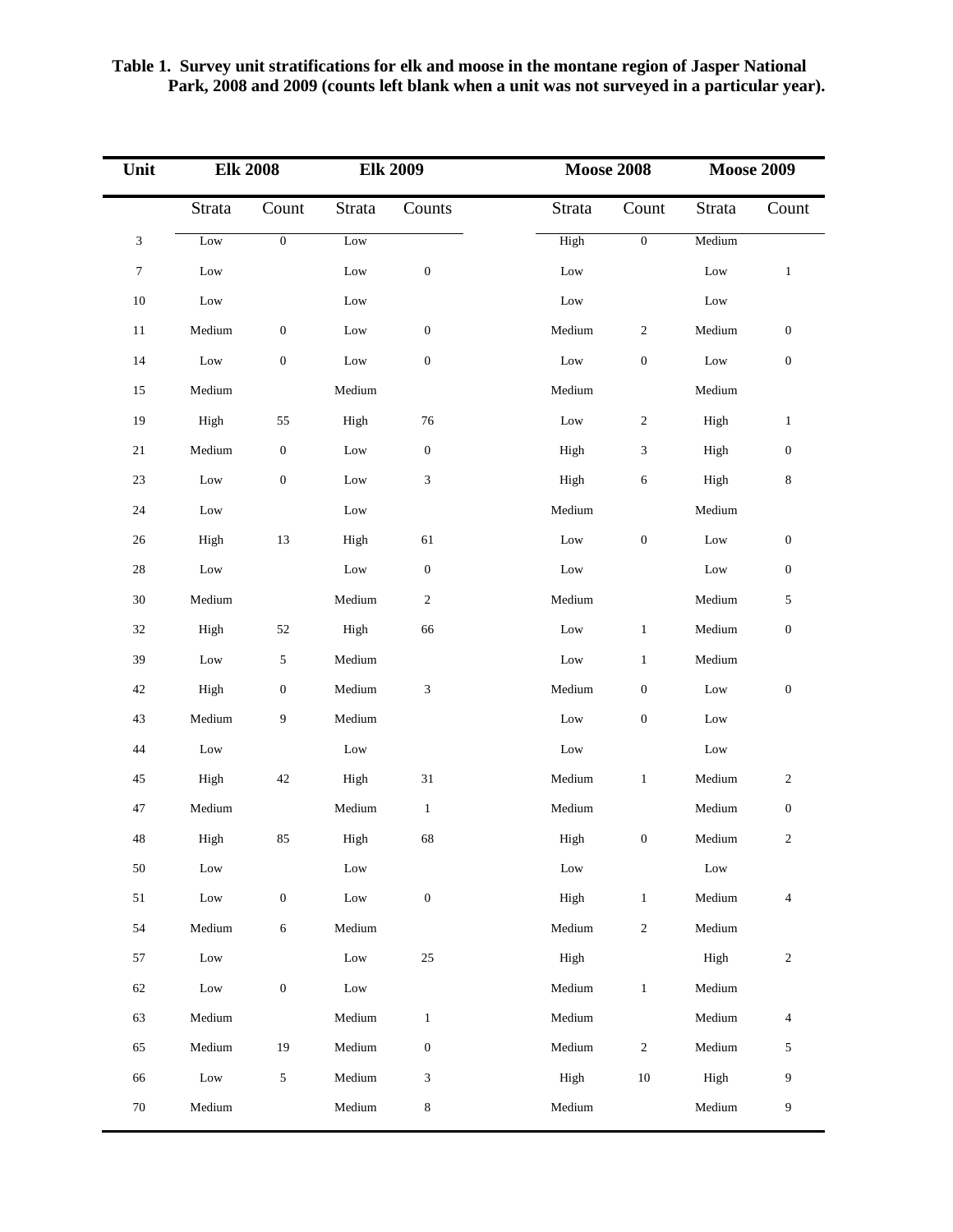**Table 1. Survey unit stratifications for elk and moose in the montane region of Jasper National Park, 2008 and 2009 (counts left blank when a unit was not surveyed in a particular year).**

| Unit | Elk 2008 | | Elk 2009 | | Moose 2008 | | Moose 2009 | |
|---|---|---|---|---|---|---|---|---|
| | Strata | Count | Strata | Counts | Strata | Count | Strata | Count |
| 3 | Low | 0 | Low | | High | 0 | Medium | |
| 7 | Low | | Low | 0 | Low | | Low | 1 |
| 10 | Low | | Low | | Low | | Low | |
| 11 | Medium | 0 | Low | 0 | Medium | 2 | Medium | 0 |
| 14 | Low | 0 | Low | 0 | Low | 0 | Low | 0 |
| 15 | Medium | | Medium | | Medium | | Medium | |
| 19 | High | 55 | High | 76 | Low | 2 | High | 1 |
| 21 | Medium | 0 | Low | 0 | High | 3 | High | 0 |
| 23 | Low | 0 | Low | 3 | High | 6 | High | 8 |
| 24 | Low | | Low | | Medium | | Medium | |
| 26 | High | 13 | High | 61 | Low | 0 | Low | 0 |
| 28 | Low | | Low | 0 | Low | | Low | 0 |
| 30 | Medium | | Medium | 2 | Medium | | Medium | 5 |
| 32 | High | 52 | High | 66 | Low | 1 | Medium | 0 |
| 39 | Low | 5 | Medium | | Low | 1 | Medium | |
| 42 | High | 0 | Medium | 3 | Medium | 0 | Low | 0 |
| 43 | Medium | 9 | Medium | | Low | 0 | Low | |
| 44 | Low | | Low | | Low | | Low | |
| 45 | High | 42 | High | 31 | Medium | 1 | Medium | 2 |
| 47 | Medium | | Medium | 1 | Medium | | Medium | 0 |
| 48 | High | 85 | High | 68 | High | 0 | Medium | 2 |
| 50 | Low | | Low | | Low | | Low | |
| 51 | Low | 0 | Low | 0 | High | 1 | Medium | 4 |
| 54 | Medium | 6 | Medium | | Medium | 2 | Medium | |
| 57 | Low | | Low | 25 | High | | High | 2 |
| 62 | Low | 0 | Low | | Medium | 1 | Medium | |
| 63 | Medium | | Medium | 1 | Medium | | Medium | 4 |
| 65 | Medium | 19 | Medium | 0 | Medium | 2 | Medium | 5 |
| 66 | Low | 5 | Medium | 3 | High | 10 | High | 9 |
| 70 | Medium | | Medium | 8 | Medium | | Medium | 9 |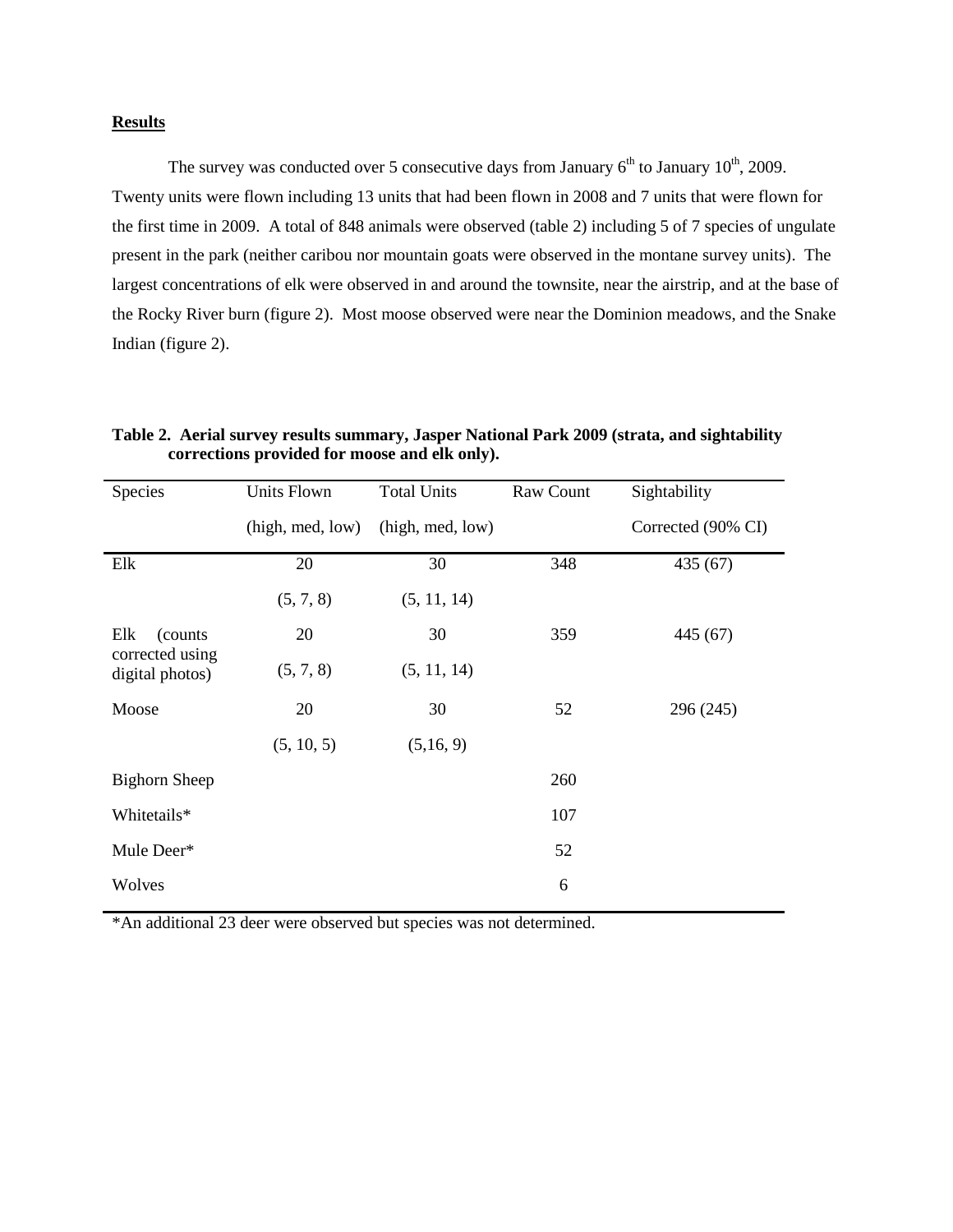## **Results**

The survey was conducted over 5 consecutive days from January 6th to January 10th, 2009. Twenty units were flown including 13 units that had been flown in 2008 and 7 units that were flown for the first time in 2009. A total of 848 animals were observed (table 2) including 5 of 7 species of ungulate present in the park (neither caribou nor mountain goats were observed in the montane survey units). The largest concentrations of elk were observed in and around the townsite, near the airstrip, and at the base of the Rocky River burn (figure 2). Most moose observed were near the Dominion meadows, and the Snake Indian (figure 2).

**Table 2. Aerial survey results summary, Jasper National Park 2009 (strata, and sightability corrections provided for moose and elk only).**

| Species | Units Flown (high, med, low) | Total Units (high, med, low) | Raw Count | Sightability Corrected (90% CI) |
|---|---|---|---|---|
| Elk | 20 (5, 7, 8) | 30 (5, 11, 14) | 348 | 435 (67) |
| Elk (counts corrected using digital photos) | 20 (5, 7, 8) | 30 (5, 11, 14) | 359 | 445 (67) |
| Moose | 20 (5, 10, 5) | 30 (5,16, 9) | 52 | 296 (245) |
| Bighorn Sheep | | | 260 | |
| Whitetails* | | | 107 | |
| Mule Deer* | | | 52 | |
| Wolves | | | 6 | |

*An additional 23 deer were observed but species was not determined.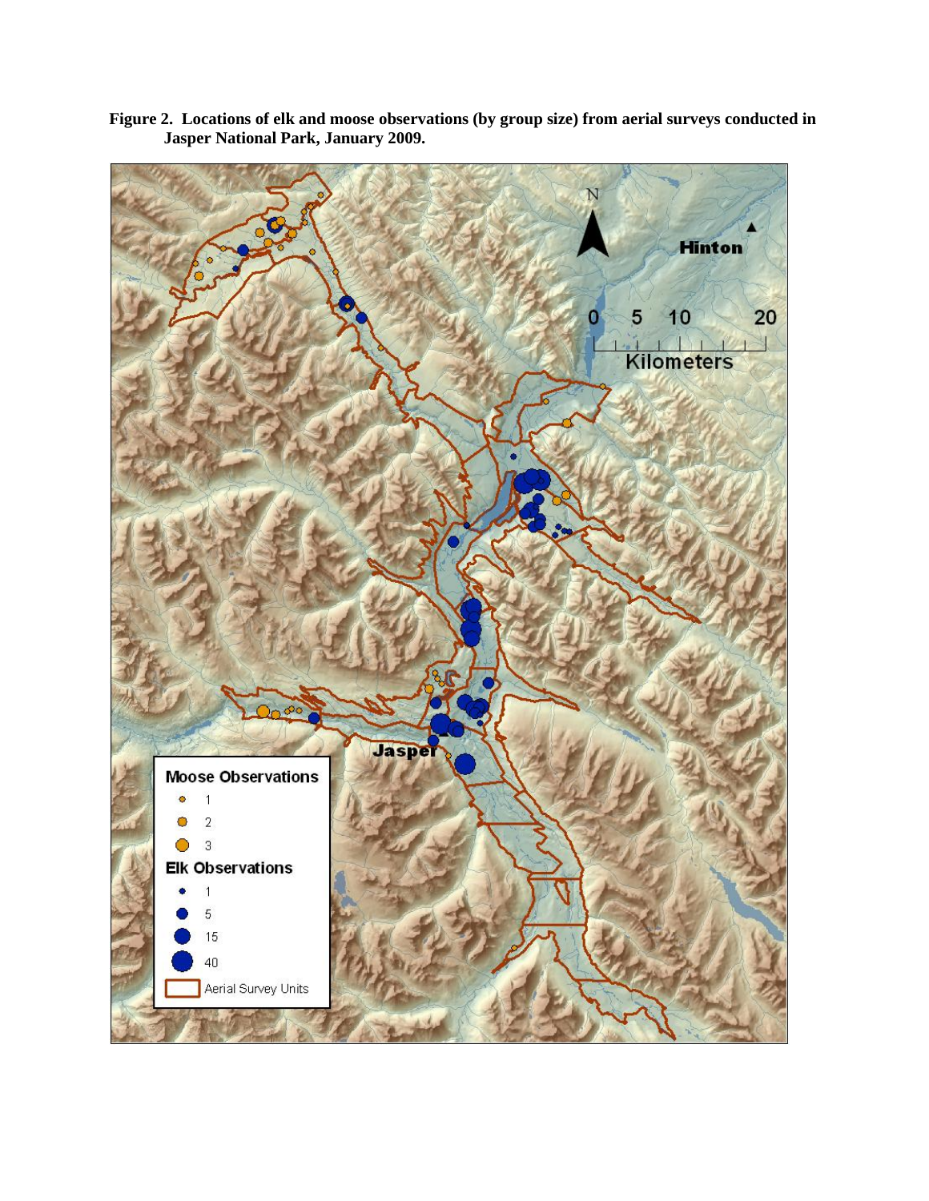**Figure 2. Locations of elk and moose observations (by group size) from aerial surveys conducted in Jasper National Park, January 2009.**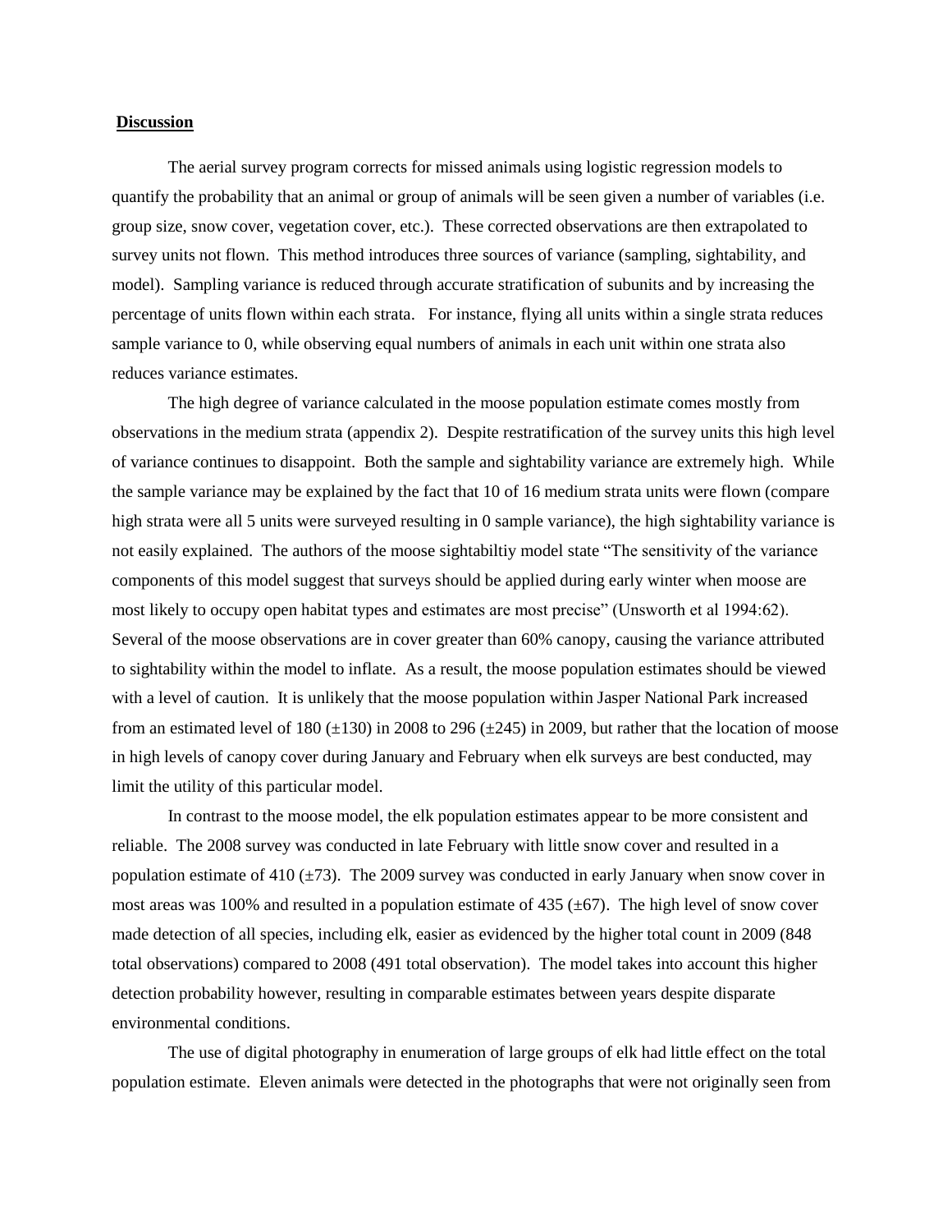## **Discussion**

The aerial survey program corrects for missed animals using logistic regression models to quantify the probability that an animal or group of animals will be seen given a number of variables (i.e. group size, snow cover, vegetation cover, etc.). These corrected observations are then extrapolated to survey units not flown. This method introduces three sources of variance (sampling, sightability, and model). Sampling variance is reduced through accurate stratification of subunits and by increasing the percentage of units flown within each strata. For instance, flying all units within a single strata reduces sample variance to 0, while observing equal numbers of animals in each unit within one strata also reduces variance estimates.

The high degree of variance calculated in the moose population estimate comes mostly from observations in the medium strata (appendix 2). Despite restratification of the survey units this high level of variance continues to disappoint. Both the sample and sightability variance are extremely high. While the sample variance may be explained by the fact that 10 of 16 medium strata units were flown (compare high strata were all 5 units were surveyed resulting in 0 sample variance), the high sightability variance is not easily explained. The authors of the moose sightabiltiy model state "The sensitivity of the variance components of this model suggest that surveys should be applied during early winter when moose are most likely to occupy open habitat types and estimates are most precise" (Unsworth et al 1994:62). Several of the moose observations are in cover greater than 60% canopy, causing the variance attributed to sightability within the model to inflate. As a result, the moose population estimates should be viewed with a level of caution. It is unlikely that the moose population within Jasper National Park increased from an estimated level of 180 (±130) in 2008 to 296 (±245) in 2009, but rather that the location of moose in high levels of canopy cover during January and February when elk surveys are best conducted, may limit the utility of this particular model.

In contrast to the moose model, the elk population estimates appear to be more consistent and reliable. The 2008 survey was conducted in late February with little snow cover and resulted in a population estimate of 410 (±73). The 2009 survey was conducted in early January when snow cover in most areas was 100% and resulted in a population estimate of 435 (±67). The high level of snow cover made detection of all species, including elk, easier as evidenced by the higher total count in 2009 (848 total observations) compared to 2008 (491 total observation). The model takes into account this higher detection probability however, resulting in comparable estimates between years despite disparate environmental conditions.

The use of digital photography in enumeration of large groups of elk had little effect on the total population estimate. Eleven animals were detected in the photographs that were not originally seen from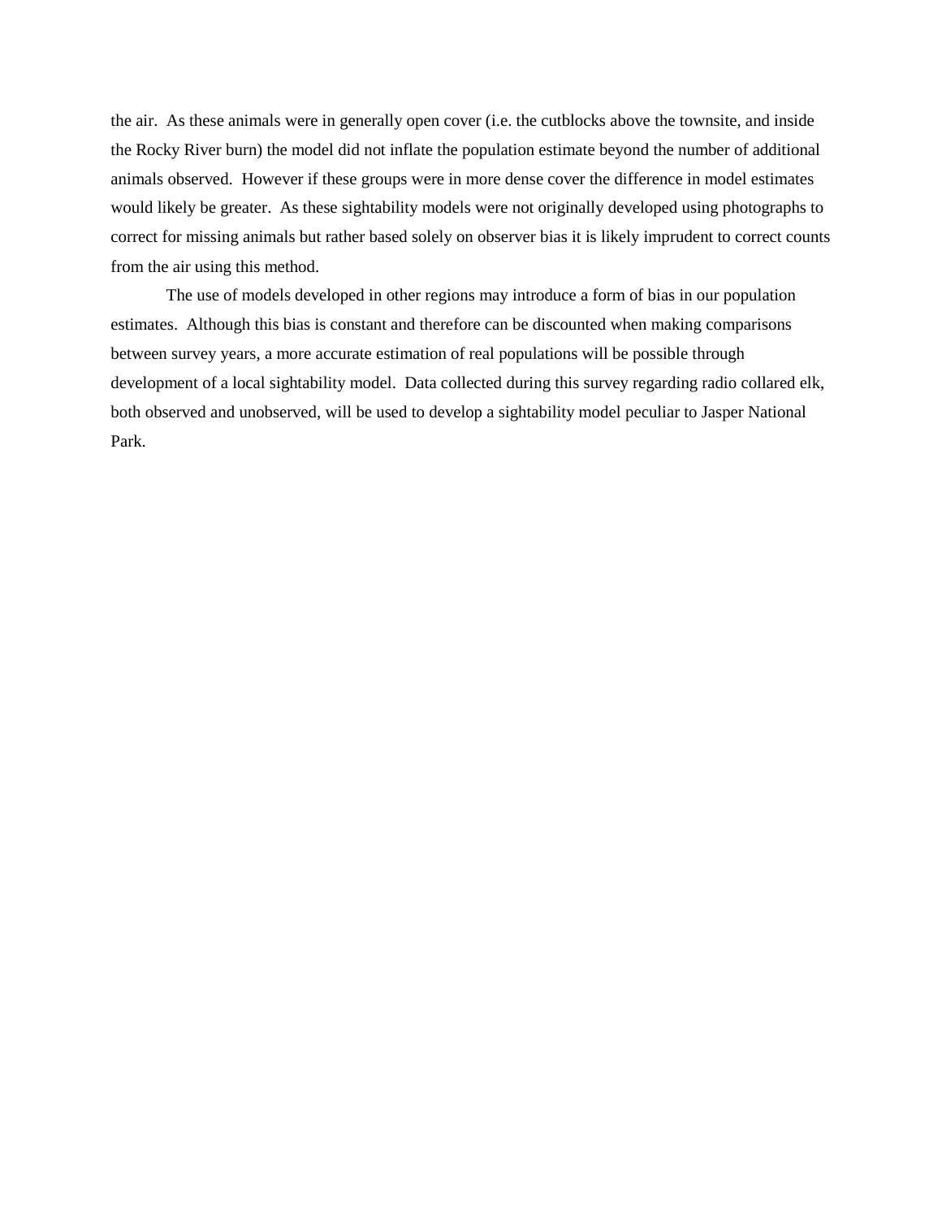the air. As these animals were in generally open cover (i.e. the cutblocks above the townsite, and inside the Rocky River burn) the model did not inflate the population estimate beyond the number of additional animals observed. However if these groups were in more dense cover the difference in model estimates would likely be greater. As these sightability models were not originally developed using photographs to correct for missing animals but rather based solely on observer bias it is likely imprudent to correct counts from the air using this method.

The use of models developed in other regions may introduce a form of bias in our population estimates. Although this bias is constant and therefore can be discounted when making comparisons between survey years, a more accurate estimation of real populations will be possible through development of a local sightability model. Data collected during this survey regarding radio collared elk, both observed and unobserved, will be used to develop a sightability model peculiar to Jasper National Park.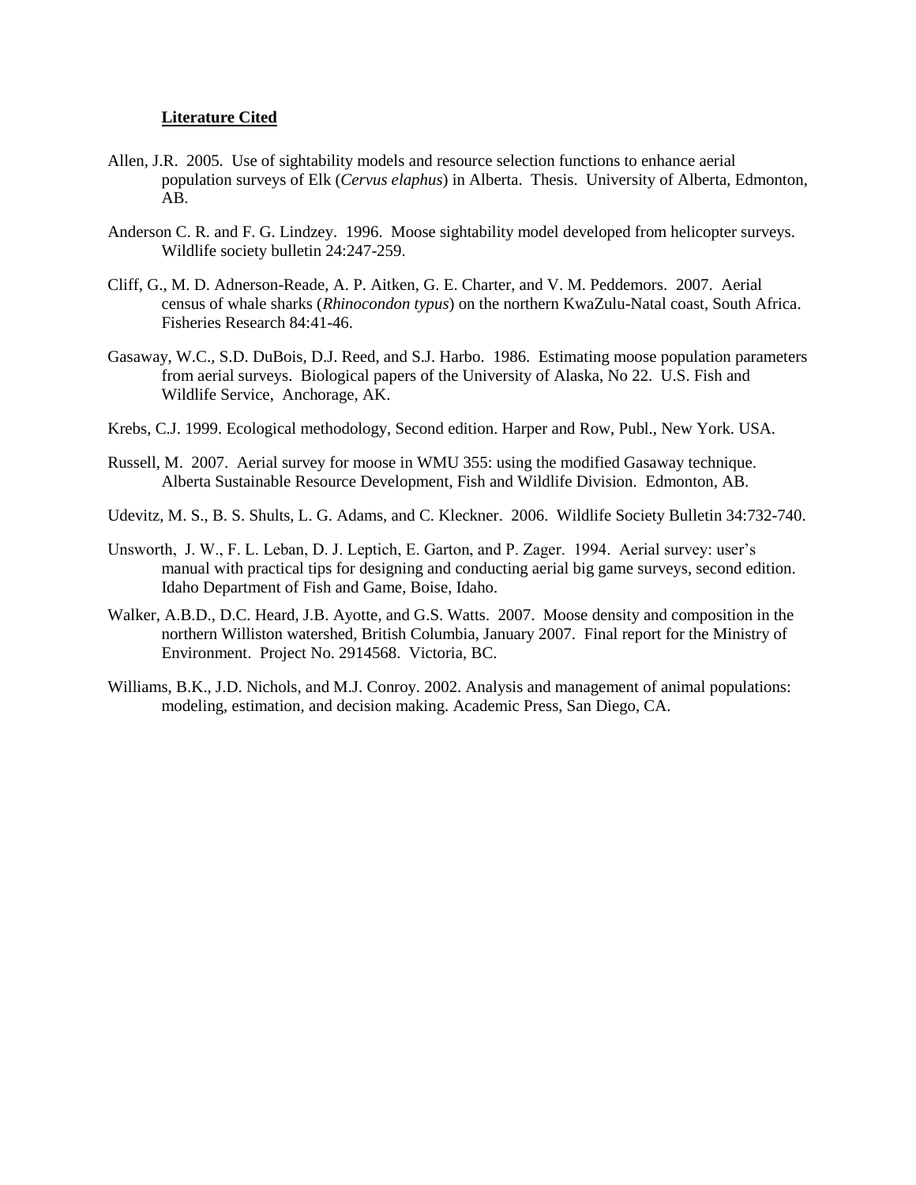## Literature Cited

Allen, J.R. 2005. Use of sightability models and resource selection functions to enhance aerial population surveys of Elk (*Cervus elaphus*) in Alberta. Thesis. University of Alberta, Edmonton, AB.

Anderson C. R. and F. G. Lindzey. 1996. Moose sightability model developed from helicopter surveys. Wildlife society bulletin 24:247-259.

Cliff, G., M. D. Adnerson-Reade, A. P. Aitken, G. E. Charter, and V. M. Peddemors. 2007. Aerial census of whale sharks (*Rhinocondon typus*) on the northern KwaZulu-Natal coast, South Africa. Fisheries Research 84:41-46.

Gasaway, W.C., S.D. DuBois, D.J. Reed, and S.J. Harbo. 1986. Estimating moose population parameters from aerial surveys. Biological papers of the University of Alaska, No 22. U.S. Fish and Wildlife Service, Anchorage, AK.

Krebs, C.J. 1999. Ecological methodology, Second edition. Harper and Row, Publ., New York. USA.

Russell, M. 2007. Aerial survey for moose in WMU 355: using the modified Gasaway technique. Alberta Sustainable Resource Development, Fish and Wildlife Division. Edmonton, AB.

Udevitz, M. S., B. S. Shults, L. G. Adams, and C. Kleckner. 2006. Wildlife Society Bulletin 34:732-740.

Unsworth, J. W., F. L. Leban, D. J. Leptich, E. Garton, and P. Zager. 1994. Aerial survey: user's manual with practical tips for designing and conducting aerial big game surveys, second edition. Idaho Department of Fish and Game, Boise, Idaho.

Walker, A.B.D., D.C. Heard, J.B. Ayotte, and G.S. Watts. 2007. Moose density and composition in the northern Williston watershed, British Columbia, January 2007. Final report for the Ministry of Environment. Project No. 2914568. Victoria, BC.

Williams, B.K., J.D. Nichols, and M.J. Conroy. 2002. Analysis and management of animal populations: modeling, estimation, and decision making. Academic Press, San Diego, CA.